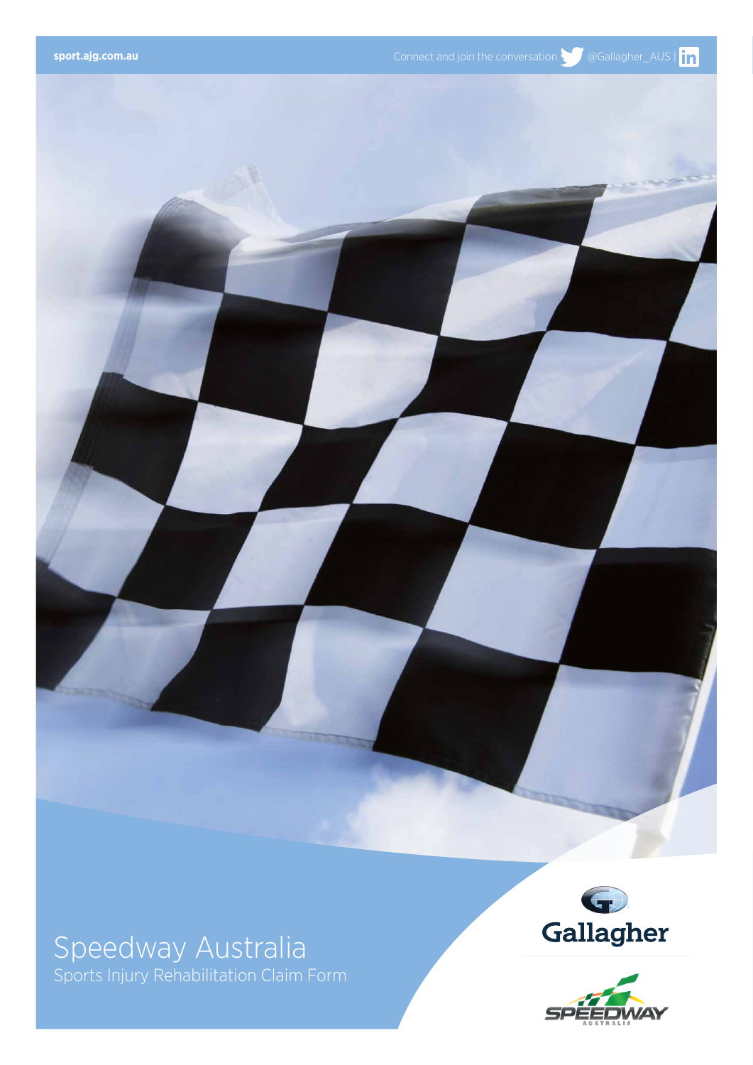sport.ajg.com.au

Connect and join the conversation @Gallagher_AUS |

# Speedway Australia

## Sports Injury Rehabilitation Claim Form

Gallagher

SPEEDWAY AUSTRALIA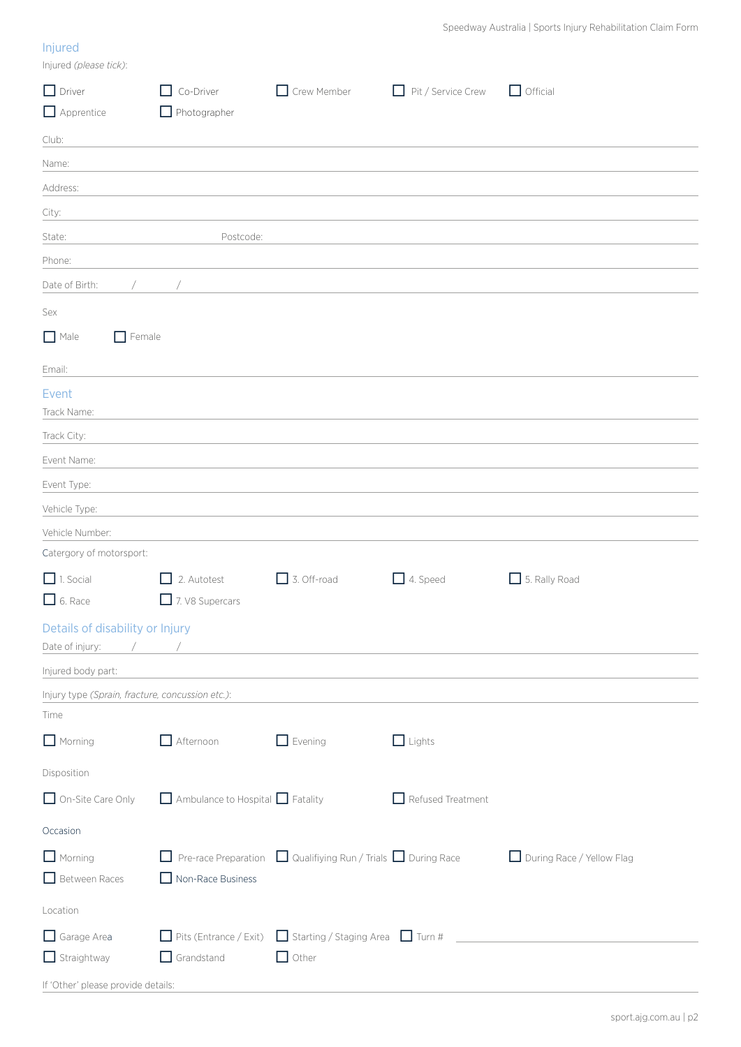## Injured

Injured *(please tick)*:

- ☐ Driver
- ☐ Co-Driver
- ☐ Crew Member
- ☐ Pit / Service Crew
- ☐ Official
- ☐ Apprentice
- ☐ Photographer

Club:

Name:

Address:

City:

State: Postcode:

Phone:

Date of Birth: / /

Sex

- ☐ Male
- ☐ Female

Email:

## Event

Track Name:

Track City:

Event Name:

Event Type:

Vehicle Type:

Vehicle Number:

Catergory of motorsport:

- ☐ 1. Social
- ☐ 2. Autotest
- ☐ 3. Off-road
- ☐ 4. Speed
- ☐ 5. Rally Road
- ☐ 6. Race
- ☐ 7. V8 Supercars

## Details of disability or Injury

Date of injury: / /

Injured body part:

Injury type *(Sprain, fracture, concussion etc.)*:

Time

- ☐ Morning
- ☐ Afternoon
- ☐ Evening
- ☐ Lights

Disposition

- ☐ On-Site Care Only
- ☐ Ambulance to Hospital
- ☐ Fatality
- ☐ Refused Treatment

Occasion

- ☐ Morning
- ☐ Pre-race Preparation
- ☐ Qualifiying Run / Trials
- ☐ During Race
- ☐ During Race / Yellow Flag
- ☐ Between Races
- ☐ Non-Race Business

Location

- ☐ Garage Area
- ☐ Pits (Entrance / Exit)
- ☐ Starting / Staging Area
- ☐ Turn #
- ☐ Straightway
- ☐ Grandstand
- ☐ Other

If 'Other' please provide details: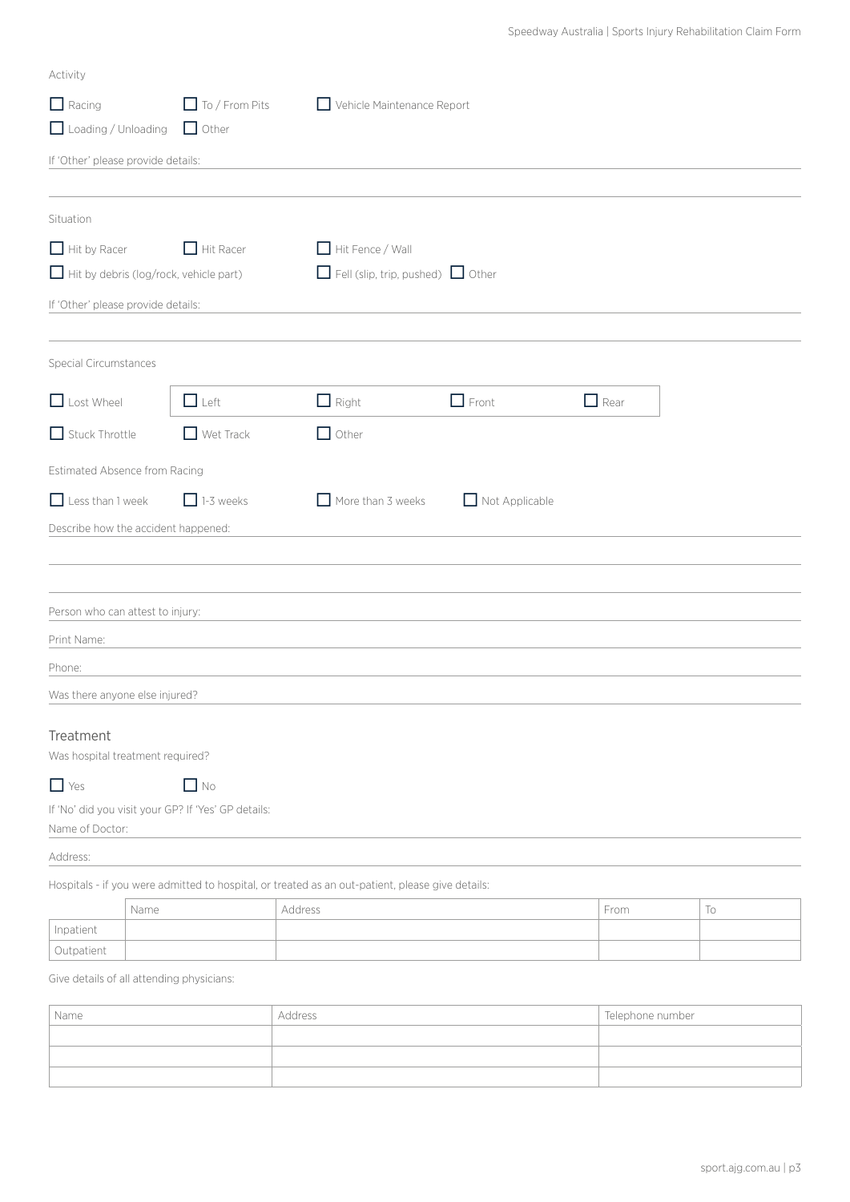Activity

- [ ] Racing
- [ ] To / From Pits
- [ ] Vehicle Maintenance Report
- [ ] Loading / Unloading
- [ ] Other

If 'Other' please provide details:

Situation

- [ ] Hit by Racer
- [ ] Hit Racer
- [ ] Hit Fence / Wall
- [ ] Hit by debris (log/rock, vehicle part)
- [ ] Fell (slip, trip, pushed)
- [ ] Other

If 'Other' please provide details:

Special Circumstances

- [ ] Lost Wheel
  - [ ] Left
  - [ ] Right
  - [ ] Front
  - [ ] Rear
- [ ] Stuck Throttle
- [ ] Wet Track
- [ ] Other

Estimated Absence from Racing

- [ ] Less than 1 week
- [ ] 1-3 weeks
- [ ] More than 3 weeks
- [ ] Not Applicable

Describe how the accident happened:

Person who can attest to injury:

Print Name:

Phone:

Was there anyone else injured?

## Treatment

Was hospital treatment required?

- [ ] Yes
- [ ] No

If 'No' did you visit your GP? If 'Yes' GP details:

Name of Doctor:

Address:

Hospitals - if you were admitted to hospital, or treated as an out-patient, please give details:

| | Name | Address | From | To |
|---|---|---|---|---|
| Inpatient | | | | |
| Outpatient | | | | |

Give details of all attending physicians:

| Name | Address | Telephone number |
|---|---|---|
| | | |
| | | |
| | | |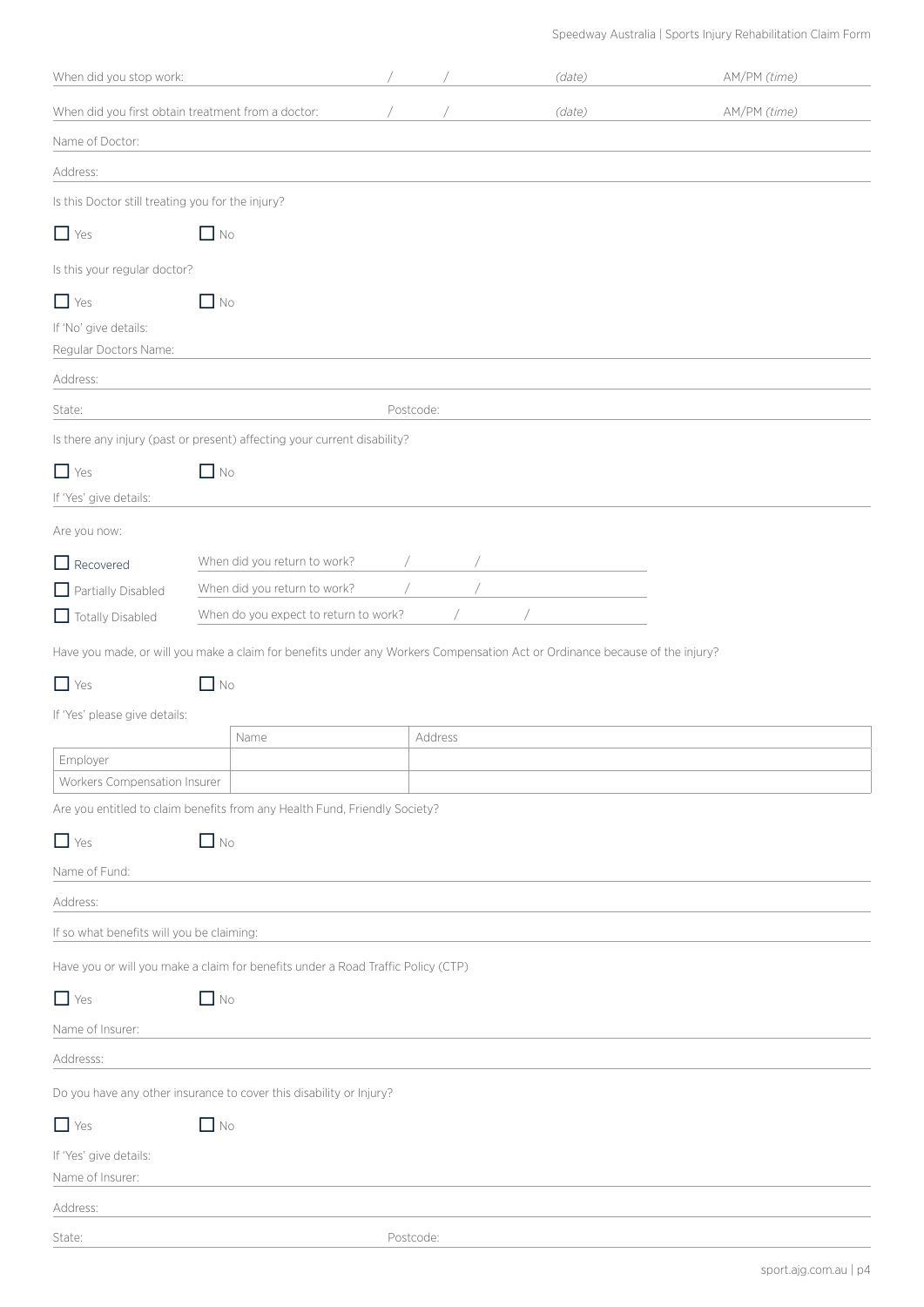When did you stop work: / / *(date)* AM/PM *(time)*

When did you first obtain treatment from a doctor: / / *(date)* AM/PM *(time)*

Name of Doctor:

Address:

Is this Doctor still treating you for the injury?

☐ Yes ☐ No

Is this your regular doctor?

☐ Yes ☐ No

If 'No' give details:

Regular Doctors Name:

Address:

State: Postcode:

Is there any injury (past or present) affecting your current disability?

☐ Yes ☐ No

If 'Yes' give details:

Are you now:

☐ Recovered — When did you return to work? / /

☐ Partially Disabled — When did you return to work? / /

☐ Totally Disabled — When do you expect to return to work? / /

Have you made, or will you make a claim for benefits under any Workers Compensation Act or Ordinance because of the injury?

☐ Yes ☐ No

If 'Yes' please give details:

| | Name | Address |
|---|---|---|
| Employer | | |
| Workers Compensation Insurer | | |

Are you entitled to claim benefits from any Health Fund, Friendly Society?

☐ Yes ☐ No

Name of Fund:

Address:

If so what benefits will you be claiming:

Have you or will you make a claim for benefits under a Road Traffic Policy (CTP)

☐ Yes ☐ No

Name of Insurer:

Addresss:

Do you have any other insurance to cover this disability or Injury?

☐ Yes ☐ No

If 'Yes' give details:

Name of Insurer:

Address:

State: Postcode: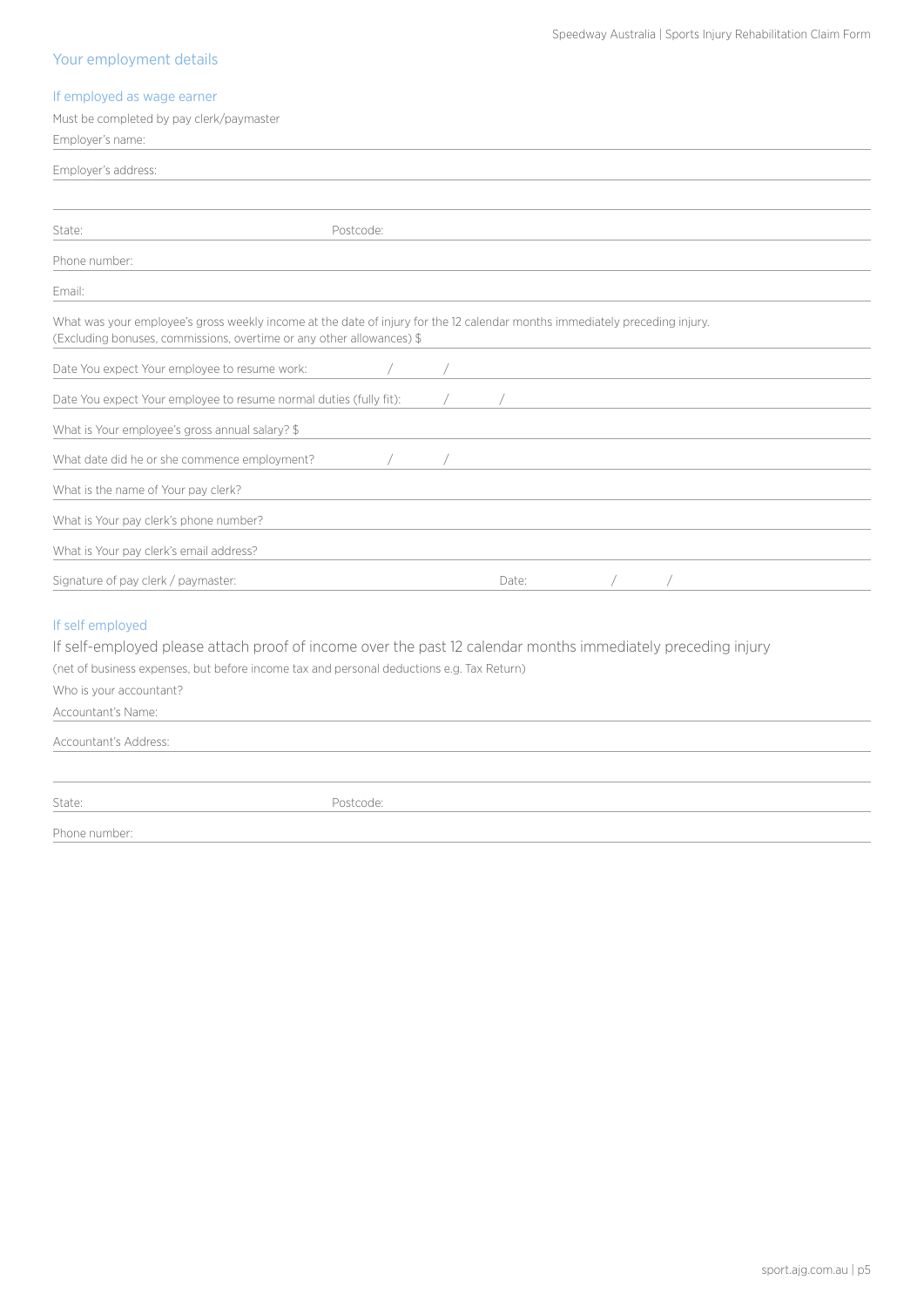## Your employment details

### If employed as wage earner

Must be completed by pay clerk/paymaster

Employer's name:

Employer's address:

State: Postcode:

Phone number:

Email:

What was your employee's gross weekly income at the date of injury for the 12 calendar months immediately preceding injury. (Excluding bonuses, commissions, overtime or any other allowances) $

Date You expect Your employee to resume work: / /

Date You expect Your employee to resume normal duties (fully fit): / /

What is Your employee's gross annual salary? $

What date did he or she commence employment? / /

What is the name of Your pay clerk?

What is Your pay clerk's phone number?

What is Your pay clerk's email address?

Signature of pay clerk / paymaster: Date: / /

### If self employed

If self-employed please attach proof of income over the past 12 calendar months immediately preceding injury

(net of business expenses, but before income tax and personal deductions e.g. Tax Return)

Who is your accountant?

Accountant's Name:

Accountant's Address:

State: Postcode:

Phone number: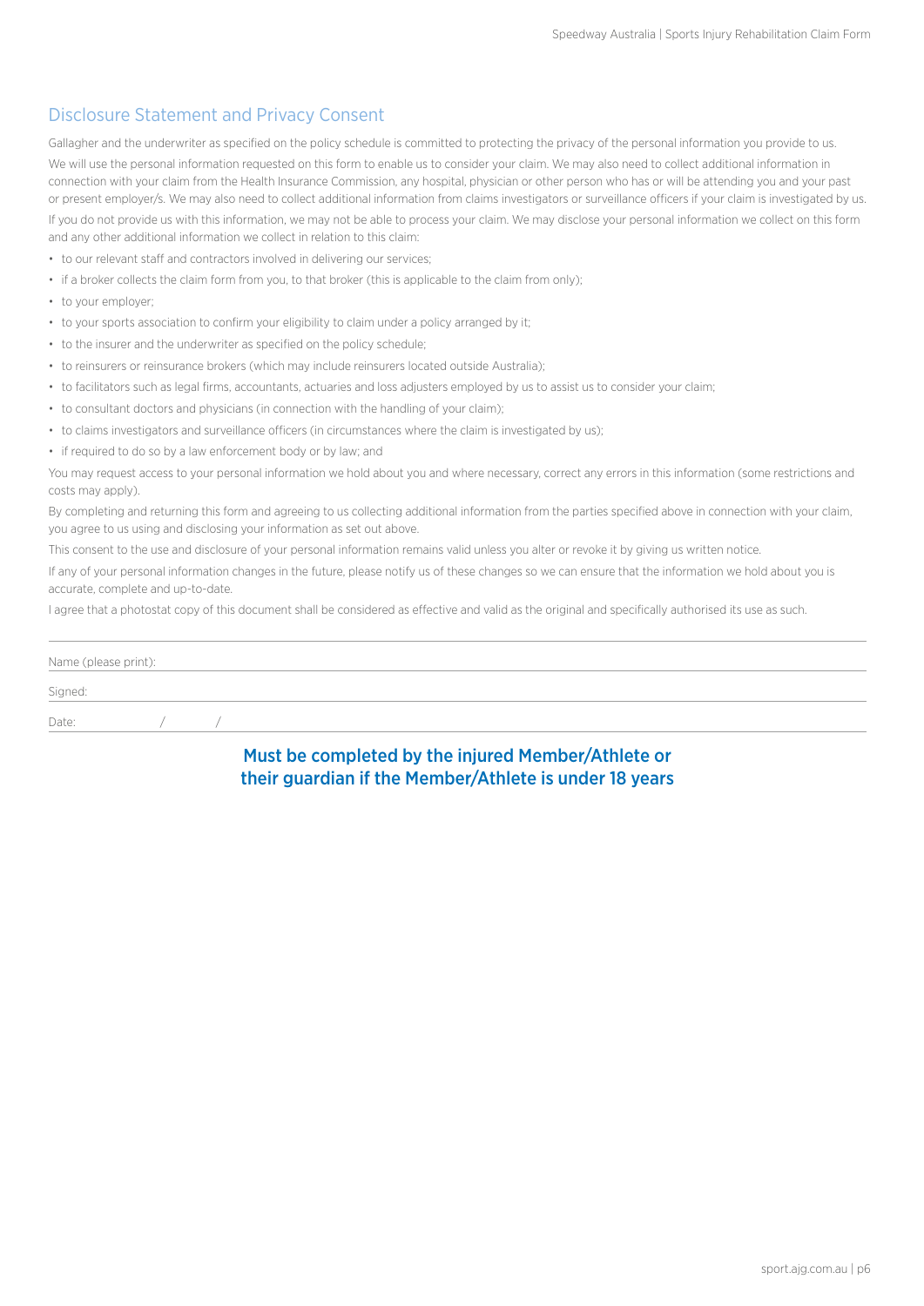## Disclosure Statement and Privacy Consent

Gallagher and the underwriter as specified on the policy schedule is committed to protecting the privacy of the personal information you provide to us.

We will use the personal information requested on this form to enable us to consider your claim. We may also need to collect additional information in connection with your claim from the Health Insurance Commission, any hospital, physician or other person who has or will be attending you and your past or present employer/s. We may also need to collect additional information from claims investigators or surveillance officers if your claim is investigated by us.

If you do not provide us with this information, we may not be able to process your claim. We may disclose your personal information we collect on this form and any other additional information we collect in relation to this claim:

- to our relevant staff and contractors involved in delivering our services;
- if a broker collects the claim form from you, to that broker (this is applicable to the claim from only);
- to your employer;
- to your sports association to confirm your eligibility to claim under a policy arranged by it;
- to the insurer and the underwriter as specified on the policy schedule;
- to reinsurers or reinsurance brokers (which may include reinsurers located outside Australia);
- to facilitators such as legal firms, accountants, actuaries and loss adjusters employed by us to assist us to consider your claim;
- to consultant doctors and physicians (in connection with the handling of your claim);
- to claims investigators and surveillance officers (in circumstances where the claim is investigated by us);
- if required to do so by a law enforcement body or by law; and

You may request access to your personal information we hold about you and where necessary, correct any errors in this information (some restrictions and costs may apply).

By completing and returning this form and agreeing to us collecting additional information from the parties specified above in connection with your claim, you agree to us using and disclosing your information as set out above.

This consent to the use and disclosure of your personal information remains valid unless you alter or revoke it by giving us written notice.

If any of your personal information changes in the future, please notify us of these changes so we can ensure that the information we hold about you is accurate, complete and up-to-date.

I agree that a photostat copy of this document shall be considered as effective and valid as the original and specifically authorised its use as such.

Name (please print):

Signed:

Date: / /

**Must be completed by the injured Member/Athlete or their guardian if the Member/Athlete is under 18 years**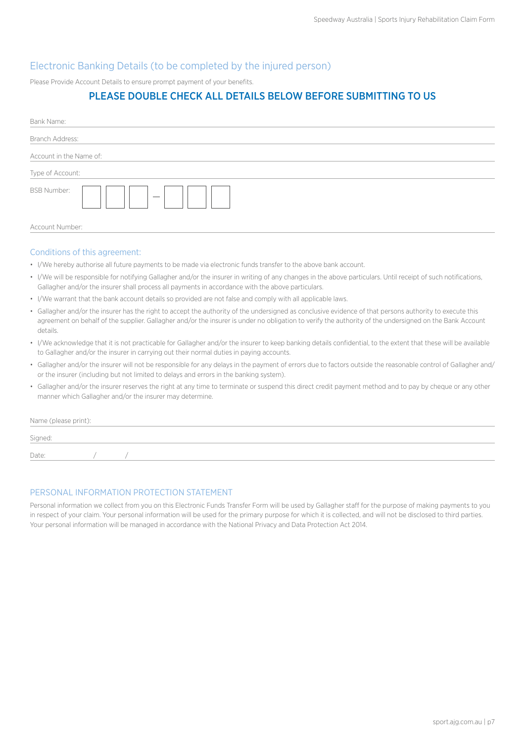## Electronic Banking Details (to be completed by the injured person)

Please Provide Account Details to ensure prompt payment of your benefits.

### PLEASE DOUBLE CHECK ALL DETAILS BELOW BEFORE SUBMITTING TO US

Bank Name:

Branch Address:

Account in the Name of:

Type of Account:

BSB Number: ☐☐☐ — ☐☐☐

Account Number:

### Conditions of this agreement:

- I/We hereby authorise all future payments to be made via electronic funds transfer to the above bank account.
- I/We will be responsible for notifying Gallagher and/or the insurer in writing of any changes in the above particulars. Until receipt of such notifications, Gallagher and/or the insurer shall process all payments in accordance with the above particulars.
- I/We warrant that the bank account details so provided are not false and comply with all applicable laws.
- Gallagher and/or the insurer has the right to accept the authority of the undersigned as conclusive evidence of that persons authority to execute this agreement on behalf of the supplier. Gallagher and/or the insurer is under no obligation to verify the authority of the undersigned on the Bank Account details.
- I/We acknowledge that it is not practicable for Gallagher and/or the insurer to keep banking details confidential, to the extent that these will be available to Gallagher and/or the insurer in carrying out their normal duties in paying accounts.
- Gallagher and/or the insurer will not be responsible for any delays in the payment of errors due to factors outside the reasonable control of Gallagher and/or the insurer (including but not limited to delays and errors in the banking system).
- Gallagher and/or the insurer reserves the right at any time to terminate or suspend this direct credit payment method and to pay by cheque or any other manner which Gallagher and/or the insurer may determine.

Name (please print):

Signed:

Date: / /

### PERSONAL INFORMATION PROTECTION STATEMENT

Personal information we collect from you on this Electronic Funds Transfer Form will be used by Gallagher staff for the purpose of making payments to you in respect of your claim. Your personal information will be used for the primary purpose for which it is collected, and will not be disclosed to third parties. Your personal information will be managed in accordance with the National Privacy and Data Protection Act 2014.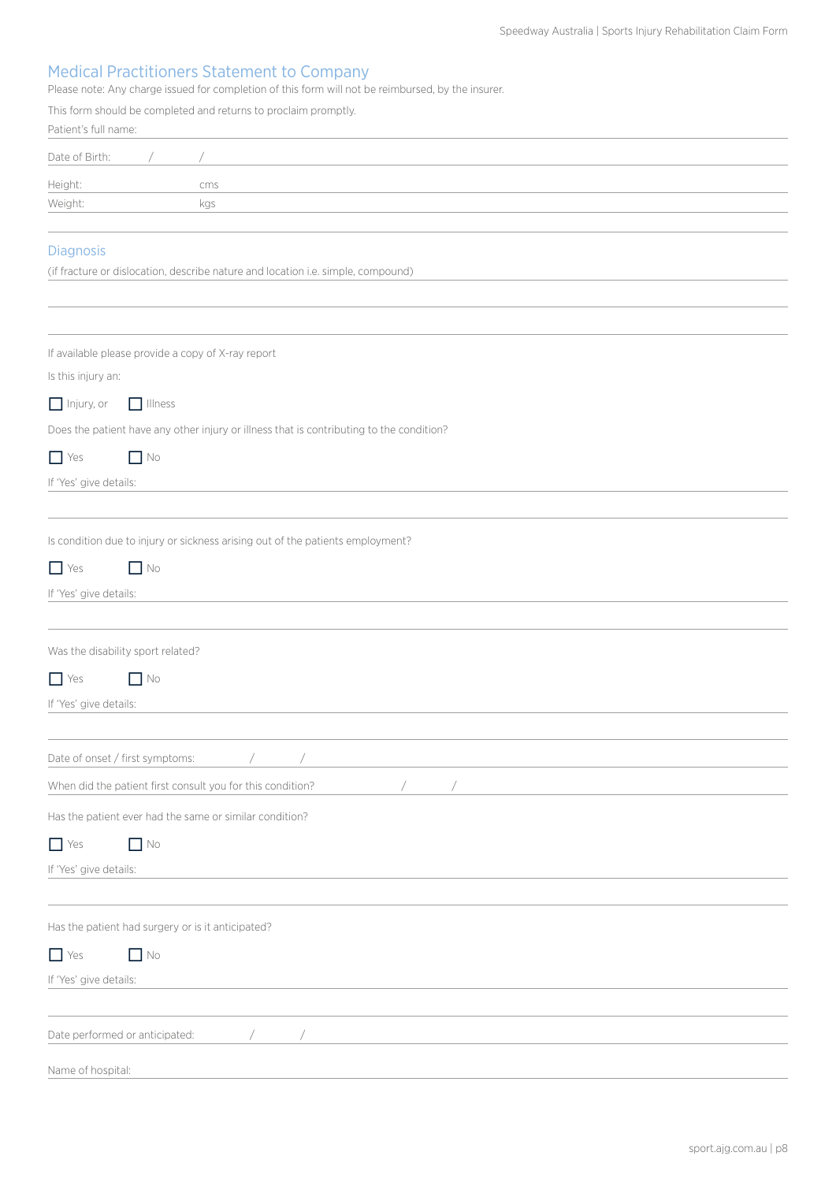## Medical Practitioners Statement to Company

Please note: Any charge issued for completion of this form will not be reimbursed, by the insurer.

This form should be completed and returns to proclaim promptly.

Patient's full name:

Date of Birth: / /

Height: cms

Weight: kgs

## Diagnosis

(if fracture or dislocation, describe nature and location i.e. simple, compound)

If available please provide a copy of X-ray report

Is this injury an:

☐ Injury, or ☐ Illness

Does the patient have any other injury or illness that is contributing to the condition?

☐ Yes ☐ No

If 'Yes' give details:

Is condition due to injury or sickness arising out of the patients employment?

☐ Yes ☐ No

If 'Yes' give details:

Was the disability sport related?

☐ Yes ☐ No

If 'Yes' give details:

Date of onset / first symptoms: / /

When did the patient first consult you for this condition? / /

Has the patient ever had the same or similar condition?

☐ Yes ☐ No

If 'Yes' give details:

Has the patient had surgery or is it anticipated?

☐ Yes ☐ No

If 'Yes' give details:

Date performed or anticipated: / /

Name of hospital: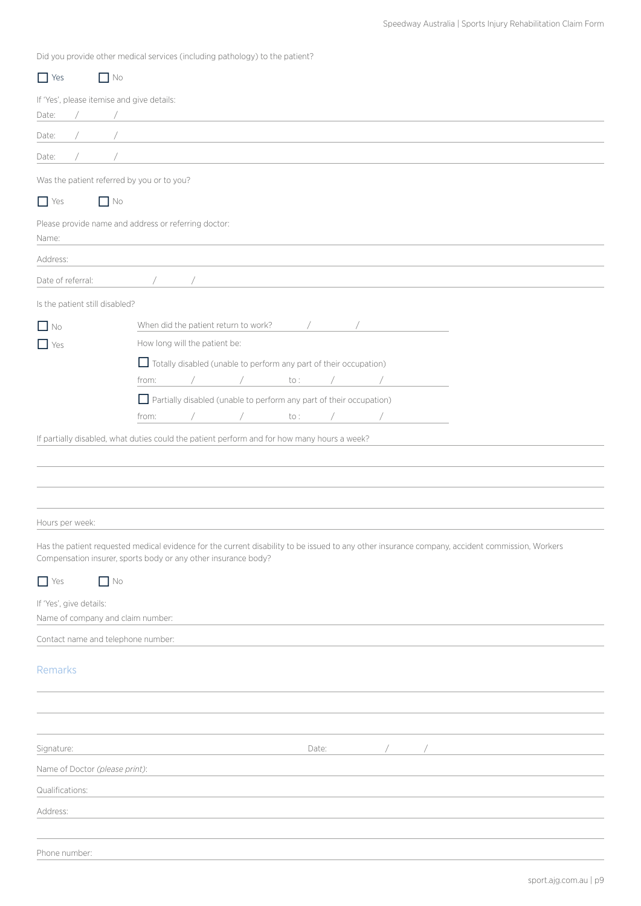Did you provide other medical services (including pathology) to the patient?

☐ Yes ☐ No

If 'Yes', please itemise and give details:

Date: / /

Date: / /

Date: / /

Was the patient referred by you or to you?

☐ Yes ☐ No

Please provide name and address or referring doctor:

Name:

Address:

Date of referral: / /

Is the patient still disabled?

☐ No — When did the patient return to work? / /

☐ Yes — How long will the patient be:

☐ Totally disabled (unable to perform any part of their occupation)

from: / / to : / /

☐ Partially disabled (unable to perform any part of their occupation)

from: / / to : / /

If partially disabled, what duties could the patient perform and for how many hours a week?

Hours per week:

Has the patient requested medical evidence for the current disability to be issued to any other insurance company, accident commission, Workers Compensation insurer, sports body or any other insurance body?

☐ Yes ☐ No

If 'Yes', give details:

Name of company and claim number:

Contact name and telephone number:

## Remarks

Signature: Date: / /

Name of Doctor *(please print)*:

Qualifications:

Address:

Phone number: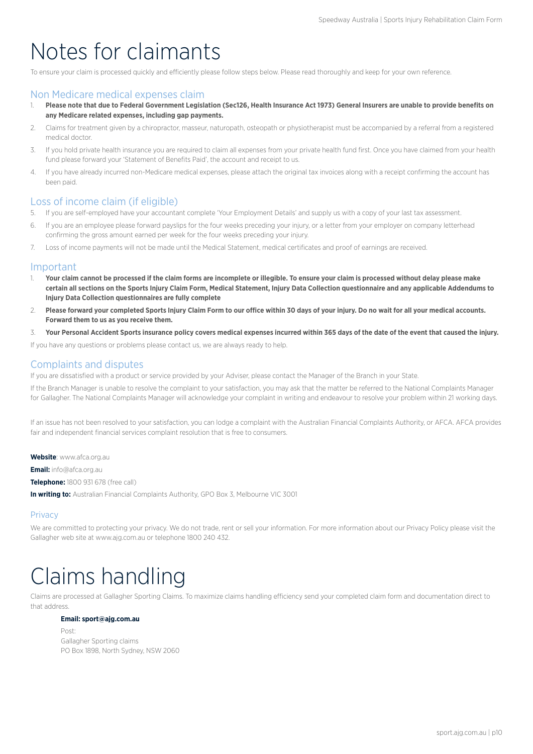# Notes for claimants

To ensure your claim is processed quickly and efficiently please follow steps below. Please read thoroughly and keep for your own reference.

## Non Medicare medical expenses claim

1. **Please note that due to Federal Government Legislation (Sec126, Health Insurance Act 1973) General Insurers are unable to provide benefits on any Medicare related expenses, including gap payments.**
2. Claims for treatment given by a chiropractor, masseur, naturopath, osteopath or physiotherapist must be accompanied by a referral from a registered medical doctor.
3. If you hold private health insurance you are required to claim all expenses from your private health fund first. Once you have claimed from your health fund please forward your 'Statement of Benefits Paid', the account and receipt to us.
4. If you have already incurred non-Medicare medical expenses, please attach the original tax invoices along with a receipt confirming the account has been paid.

## Loss of income claim (if eligible)

5. If you are self-employed have your accountant complete 'Your Employment Details' and supply us with a copy of your last tax assessment.
6. If you are an employee please forward payslips for the four weeks preceding your injury, or a letter from your employer on company letterhead confirming the gross amount earned per week for the four weeks preceding your injury.
7. Loss of income payments will not be made until the Medical Statement, medical certificates and proof of earnings are received.

## Important

1. **Your claim cannot be processed if the claim forms are incomplete or illegible. To ensure your claim is processed without delay please make certain all sections on the Sports Injury Claim Form, Medical Statement, Injury Data Collection questionnaire and any applicable Addendums to Injury Data Collection questionnaires are fully complete**
2. **Please forward your completed Sports Injury Claim Form to our office within 30 days of your injury. Do no wait for all your medical accounts. Forward them to us as you receive them.**
3. **Your Personal Accident Sports insurance policy covers medical expenses incurred within 365 days of the date of the event that caused the injury.**

If you have any questions or problems please contact us, we are always ready to help.

## Complaints and disputes

If you are dissatisfied with a product or service provided by your Adviser, please contact the Manager of the Branch in your State.

If the Branch Manager is unable to resolve the complaint to your satisfaction, you may ask that the matter be referred to the National Complaints Manager for Gallagher. The National Complaints Manager will acknowledge your complaint in writing and endeavour to resolve your problem within 21 working days.

If an issue has not been resolved to your satisfaction, you can lodge a complaint with the Australian Financial Complaints Authority, or AFCA. AFCA provides fair and independent financial services complaint resolution that is free to consumers.

**Website**: www.afca.org.au

**Email:** info@afca.org.au

**Telephone:** 1800 931 678 (free call)

**In writing to:** Australian Financial Complaints Authority, GPO Box 3, Melbourne VIC 3001

### Privacy

We are committed to protecting your privacy. We do not trade, rent or sell your information. For more information about our Privacy Policy please visit the Gallagher web site at www.ajg.com.au or telephone 1800 240 432.

# Claims handling

Claims are processed at Gallagher Sporting Claims. To maximize claims handling efficiency send your completed claim form and documentation direct to that address.

**Email: sport@ajg.com.au**

Post:
Gallagher Sporting claims
PO Box 1898, North Sydney, NSW 2060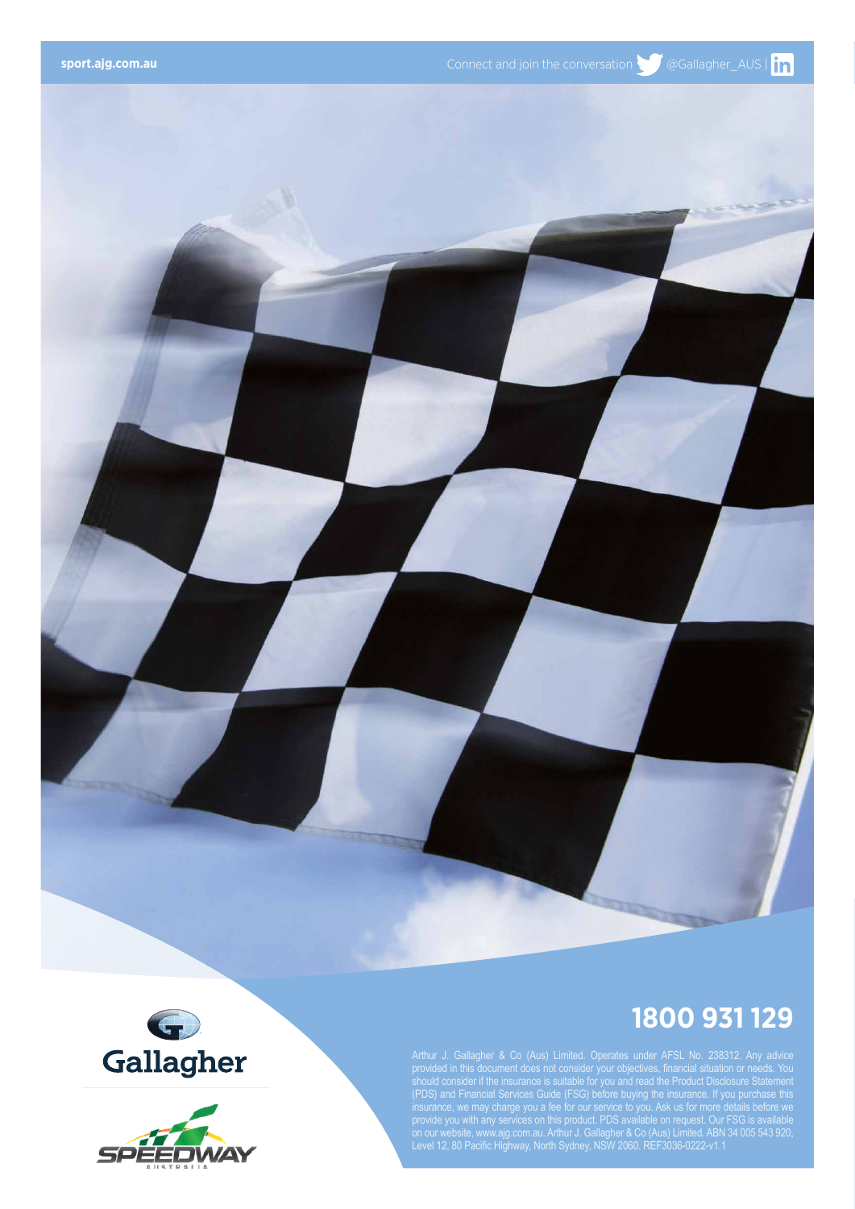sport.ajg.com.au

Connect and join the conversation @Gallagher_AUS |

Gallagher

SPEEDWAY AUSTRALIA

# 1800 931 129

Arthur J. Gallagher & Co (Aus) Limited. Operates under AFSL No. 238312. Any advice provided in this document does not consider your objectives, financial situation or needs. You should consider if the insurance is suitable for you and read the Product Disclosure Statement (PDS) and Financial Services Guide (FSG) before buying the insurance. If you purchase this insurance, we may charge you a fee for our service to you. Ask us for more details before we provide you with any services on this product. PDS available on request. Our FSG is available on our website, www.ajg.com.au. Arthur J. Gallagher & Co (Aus) Limited. ABN 34 005 543 920, Level 12, 80 Pacific Highway, North Sydney, NSW 2060. REF3036-0222-v1.1